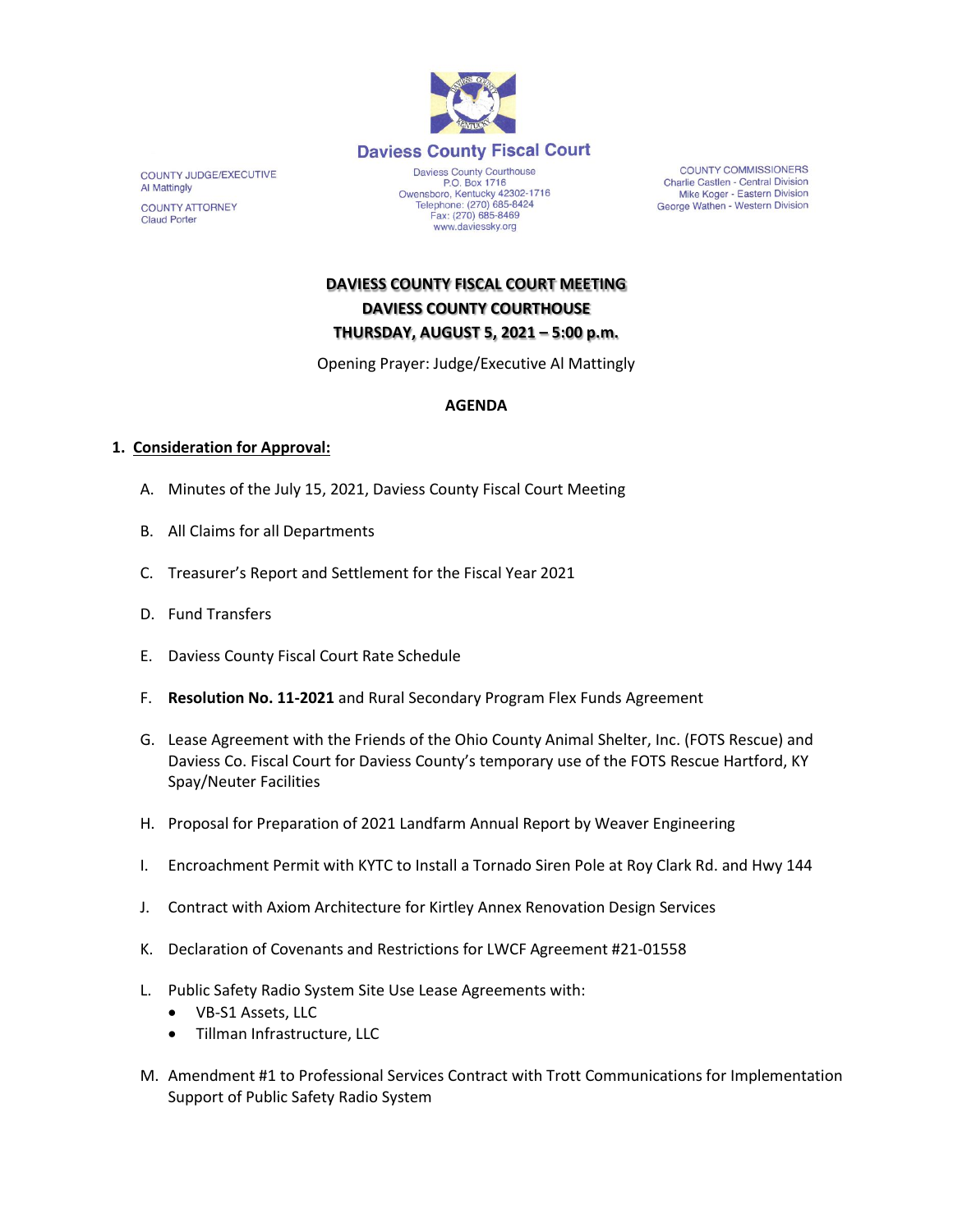# Daviess County Fiscal Court

COUNTY JUDGE/EXECUTIVE
Al Mattingly

COUNTY ATTORNEY
Claud Porter

Daviess County Courthouse
P.O. Box 1716
Owensboro, Kentucky 42302-1716
Telephone: (270) 685-8424
Fax: (270) 685-8469
www.daviessky.org

COUNTY COMMISSIONERS
Charlie Castlen - Central Division
Mike Koger - Eastern Division
George Wathen - Western Division

## DAVIESS COUNTY FISCAL COURT MEETING
## DAVIESS COUNTY COURTHOUSE
## THURSDAY, AUGUST 5, 2021 – 5:00 p.m.

Opening Prayer: Judge/Executive Al Mattingly

**AGENDA**

1. **Consideration for Approval:**

   A. Minutes of the July 15, 2021, Daviess County Fiscal Court Meeting

   B. All Claims for all Departments

   C. Treasurer's Report and Settlement for the Fiscal Year 2021

   D. Fund Transfers

   E. Daviess County Fiscal Court Rate Schedule

   F. **Resolution No. 11-2021** and Rural Secondary Program Flex Funds Agreement

   G. Lease Agreement with the Friends of the Ohio County Animal Shelter, Inc. (FOTS Rescue) and Daviess Co. Fiscal Court for Daviess County's temporary use of the FOTS Rescue Hartford, KY Spay/Neuter Facilities

   H. Proposal for Preparation of 2021 Landfarm Annual Report by Weaver Engineering

   I. Encroachment Permit with KYTC to Install a Tornado Siren Pole at Roy Clark Rd. and Hwy 144

   J. Contract with Axiom Architecture for Kirtley Annex Renovation Design Services

   K. Declaration of Covenants and Restrictions for LWCF Agreement #21-01558

   L. Public Safety Radio System Site Use Lease Agreements with:
      - VB-S1 Assets, LLC
      - Tillman Infrastructure, LLC

   M. Amendment #1 to Professional Services Contract with Trott Communications for Implementation Support of Public Safety Radio System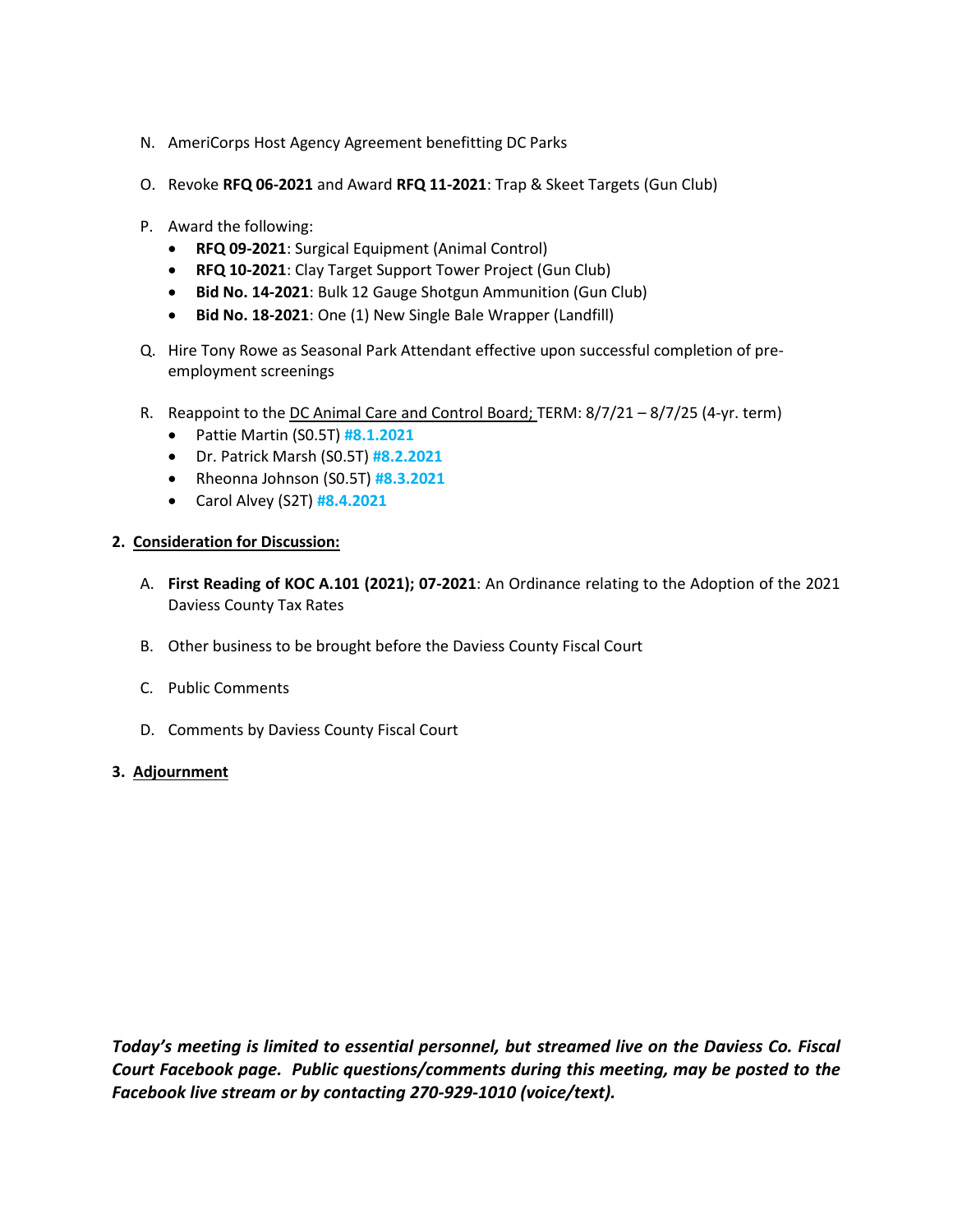N. AmeriCorps Host Agency Agreement benefitting DC Parks

O. Revoke **RFQ 06-2021** and Award **RFQ 11-2021**: Trap & Skeet Targets (Gun Club)

P. Award the following:
   - **RFQ 09-2021**: Surgical Equipment (Animal Control)
   - **RFQ 10-2021**: Clay Target Support Tower Project (Gun Club)
   - **Bid No. 14-2021**: Bulk 12 Gauge Shotgun Ammunition (Gun Club)
   - **Bid No. 18-2021**: One (1) New Single Bale Wrapper (Landfill)

Q. Hire Tony Rowe as Seasonal Park Attendant effective upon successful completion of pre-employment screenings

R. Reappoint to the <u>DC Animal Care and Control Board;</u> TERM: 8/7/21 – 8/7/25 (4-yr. term)
   - Pattie Martin (S0.5T) **#8.1.2021**
   - Dr. Patrick Marsh (S0.5T) **#8.2.2021**
   - Rheonna Johnson (S0.5T) **#8.3.2021**
   - Carol Alvey (S2T) **#8.4.2021**

**2. <u>Consideration for Discussion:</u>**

A. **First Reading of KOC A.101 (2021); 07-2021**: An Ordinance relating to the Adoption of the 2021 Daviess County Tax Rates

B. Other business to be brought before the Daviess County Fiscal Court

C. Public Comments

D. Comments by Daviess County Fiscal Court

**3. <u>Adjournment</u>**

***Today's meeting is limited to essential personnel, but streamed live on the Daviess Co. Fiscal Court Facebook page. Public questions/comments during this meeting, may be posted to the Facebook live stream or by contacting 270-929-1010 (voice/text).***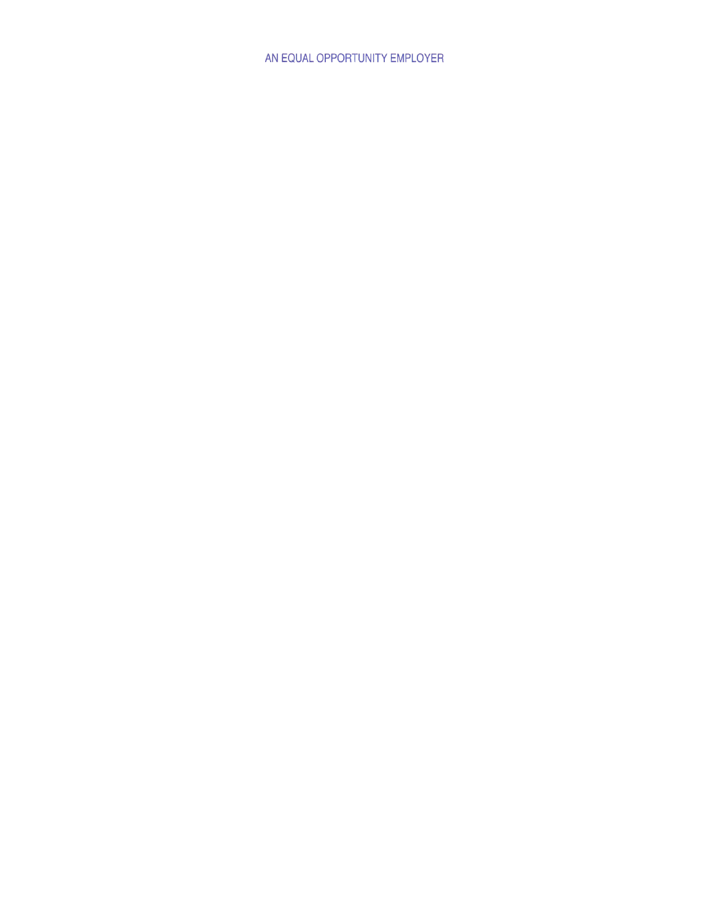AN EQUAL OPPORTUNITY EMPLOYER